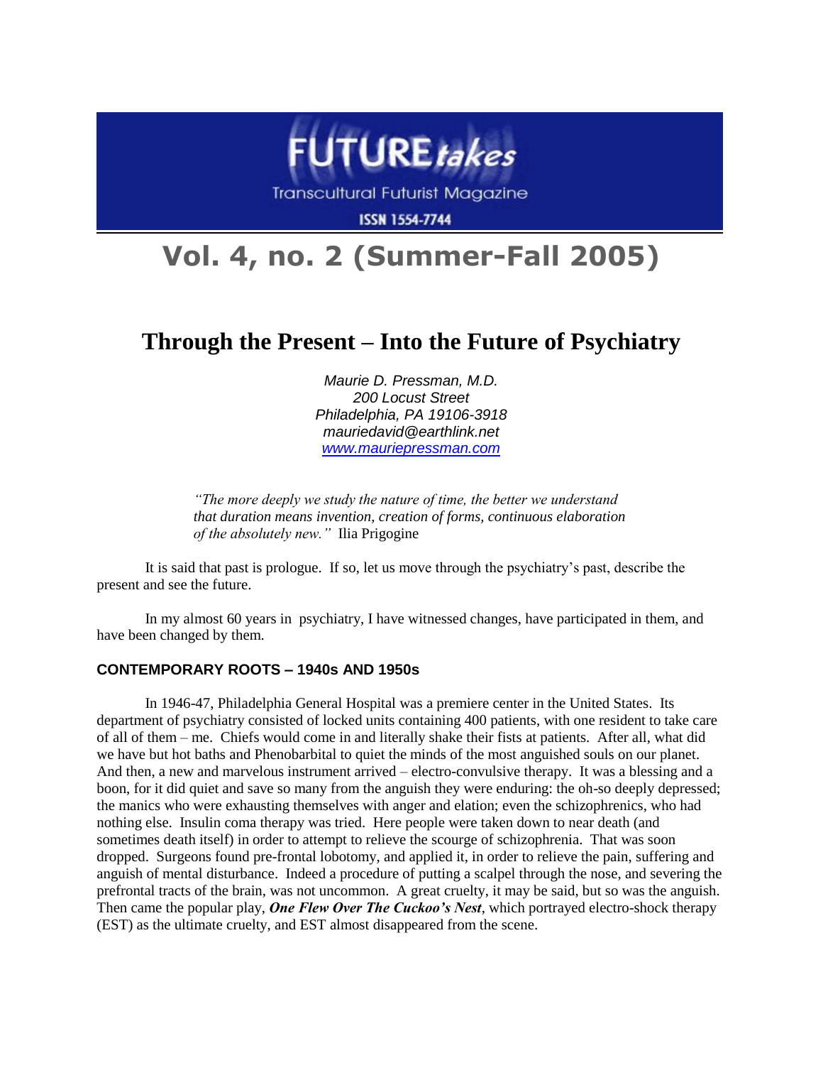FUTURE*takes*

Transcultural Futurist Magazine

ISSN 1554-7744

# Vol. 4, no. 2 (Summer-Fall 2005)

## Through the Present – Into the Future of Psychiatry

*Maurie D. Pressman, M.D.*
*200 Locust Street*
*Philadelphia, PA 19106-3918*
*mauriedavid@earthlink.net*
*www.mauriepressman.com*

> *"The more deeply we study the nature of time, the better we understand that duration means invention, creation of forms, continuous elaboration of the absolutely new."* Ilia Prigogine

It is said that past is prologue. If so, let us move through the psychiatry's past, describe the present and see the future.

In my almost 60 years in psychiatry, I have witnessed changes, have participated in them, and have been changed by them.

### CONTEMPORARY ROOTS – 1940s AND 1950s

In 1946-47, Philadelphia General Hospital was a premiere center in the United States. Its department of psychiatry consisted of locked units containing 400 patients, with one resident to take care of all of them – me. Chiefs would come in and literally shake their fists at patients. After all, what did we have but hot baths and Phenobarbital to quiet the minds of the most anguished souls on our planet. And then, a new and marvelous instrument arrived – electro-convulsive therapy. It was a blessing and a boon, for it did quiet and save so many from the anguish they were enduring: the oh-so deeply depressed; the manics who were exhausting themselves with anger and elation; even the schizophrenics, who had nothing else. Insulin coma therapy was tried. Here people were taken down to near death (and sometimes death itself) in order to attempt to relieve the scourge of schizophrenia. That was soon dropped. Surgeons found pre-frontal lobotomy, and applied it, in order to relieve the pain, suffering and anguish of mental disturbance. Indeed a procedure of putting a scalpel through the nose, and severing the prefrontal tracts of the brain, was not uncommon. A great cruelty, it may be said, but so was the anguish. Then came the popular play, ***One Flew Over The Cuckoo's Nest***, which portrayed electro-shock therapy (EST) as the ultimate cruelty, and EST almost disappeared from the scene.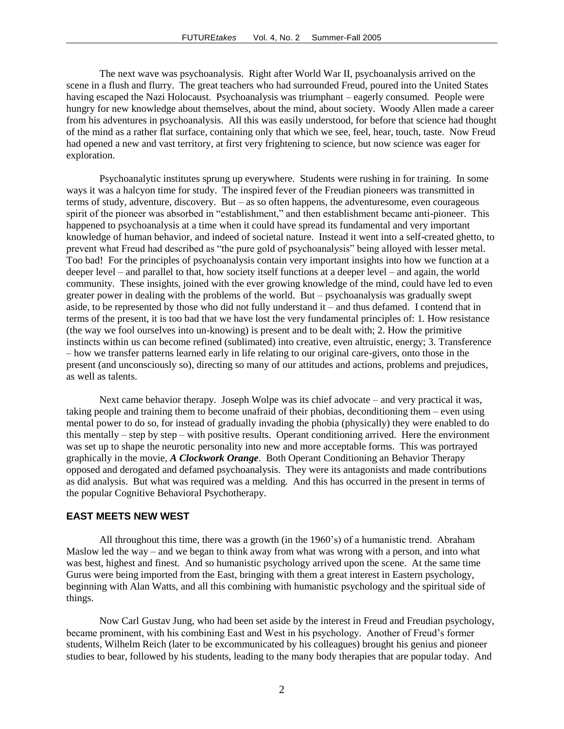The next wave was psychoanalysis. Right after World War II, psychoanalysis arrived on the scene in a flush and flurry. The great teachers who had surrounded Freud, poured into the United States having escaped the Nazi Holocaust. Psychoanalysis was triumphant – eagerly consumed. People were hungry for new knowledge about themselves, about the mind, about society. Woody Allen made a career from his adventures in psychoanalysis. All this was easily understood, for before that science had thought of the mind as a rather flat surface, containing only that which we see, feel, hear, touch, taste. Now Freud had opened a new and vast territory, at first very frightening to science, but now science was eager for exploration.

Psychoanalytic institutes sprung up everywhere. Students were rushing in for training. In some ways it was a halcyon time for study. The inspired fever of the Freudian pioneers was transmitted in terms of study, adventure, discovery. But – as so often happens, the adventuresome, even courageous spirit of the pioneer was absorbed in "establishment," and then establishment became anti-pioneer. This happened to psychoanalysis at a time when it could have spread its fundamental and very important knowledge of human behavior, and indeed of societal nature. Instead it went into a self-created ghetto, to prevent what Freud had described as "the pure gold of psychoanalysis" being alloyed with lesser metal. Too bad! For the principles of psychoanalysis contain very important insights into how we function at a deeper level – and parallel to that, how society itself functions at a deeper level – and again, the world community. These insights, joined with the ever growing knowledge of the mind, could have led to even greater power in dealing with the problems of the world. But – psychoanalysis was gradually swept aside, to be represented by those who did not fully understand it – and thus defamed. I contend that in terms of the present, it is too bad that we have lost the very fundamental principles of: 1. How resistance (the way we fool ourselves into un-knowing) is present and to be dealt with; 2. How the primitive instincts within us can become refined (sublimated) into creative, even altruistic, energy; 3. Transference – how we transfer patterns learned early in life relating to our original care-givers, onto those in the present (and unconsciously so), directing so many of our attitudes and actions, problems and prejudices, as well as talents.

Next came behavior therapy. Joseph Wolpe was its chief advocate – and very practical it was, taking people and training them to become unafraid of their phobias, deconditioning them – even using mental power to do so, for instead of gradually invading the phobia (physically) they were enabled to do this mentally – step by step – with positive results. Operant conditioning arrived. Here the environment was set up to shape the neurotic personality into new and more acceptable forms. This was portrayed graphically in the movie, ***A Clockwork Orange***. Both Operant Conditioning an Behavior Therapy opposed and derogated and defamed psychoanalysis. They were its antagonists and made contributions as did analysis. But what was required was a melding. And this has occurred in the present in terms of the popular Cognitive Behavioral Psychotherapy.

## EAST MEETS NEW WEST

All throughout this time, there was a growth (in the 1960's) of a humanistic trend. Abraham Maslow led the way – and we began to think away from what was wrong with a person, and into what was best, highest and finest. And so humanistic psychology arrived upon the scene. At the same time Gurus were being imported from the East, bringing with them a great interest in Eastern psychology, beginning with Alan Watts, and all this combining with humanistic psychology and the spiritual side of things.

Now Carl Gustav Jung, who had been set aside by the interest in Freud and Freudian psychology, became prominent, with his combining East and West in his psychology. Another of Freud's former students, Wilhelm Reich (later to be excommunicated by his colleagues) brought his genius and pioneer studies to bear, followed by his students, leading to the many body therapies that are popular today. And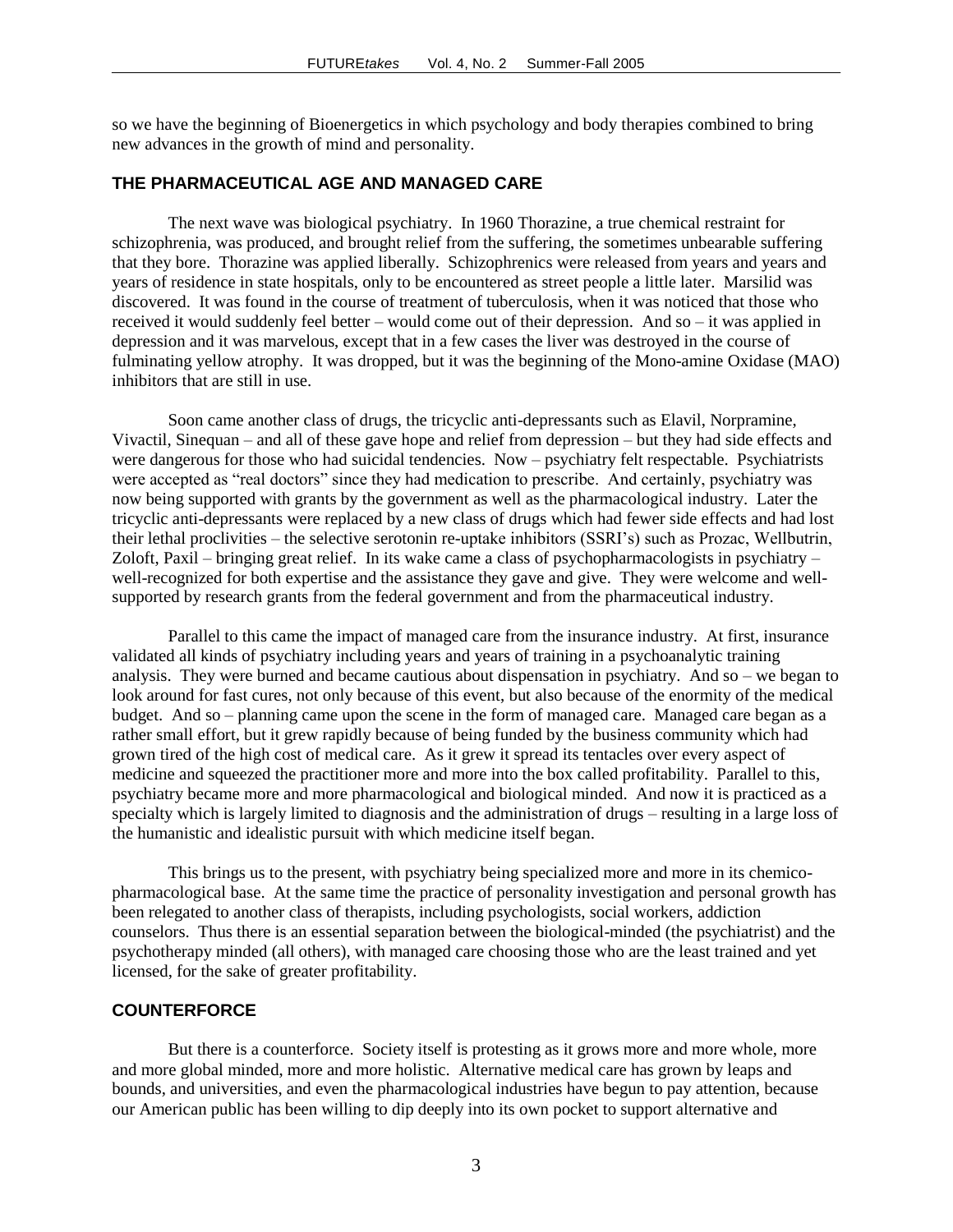so we have the beginning of Bioenergetics in which psychology and body therapies combined to bring new advances in the growth of mind and personality.

## THE PHARMACEUTICAL AGE AND MANAGED CARE

The next wave was biological psychiatry. In 1960 Thorazine, a true chemical restraint for schizophrenia, was produced, and brought relief from the suffering, the sometimes unbearable suffering that they bore. Thorazine was applied liberally. Schizophrenics were released from years and years and years of residence in state hospitals, only to be encountered as street people a little later. Marsilid was discovered. It was found in the course of treatment of tuberculosis, when it was noticed that those who received it would suddenly feel better – would come out of their depression. And so – it was applied in depression and it was marvelous, except that in a few cases the liver was destroyed in the course of fulminating yellow atrophy. It was dropped, but it was the beginning of the Mono-amine Oxidase (MAO) inhibitors that are still in use.

Soon came another class of drugs, the tricyclic anti-depressants such as Elavil, Norpramine, Vivactil, Sinequan – and all of these gave hope and relief from depression – but they had side effects and were dangerous for those who had suicidal tendencies. Now – psychiatry felt respectable. Psychiatrists were accepted as "real doctors" since they had medication to prescribe. And certainly, psychiatry was now being supported with grants by the government as well as the pharmacological industry. Later the tricyclic anti-depressants were replaced by a new class of drugs which had fewer side effects and had lost their lethal proclivities – the selective serotonin re-uptake inhibitors (SSRI's) such as Prozac, Wellbutrin, Zoloft, Paxil – bringing great relief. In its wake came a class of psychopharmacologists in psychiatry – well-recognized for both expertise and the assistance they gave and give. They were welcome and well-supported by research grants from the federal government and from the pharmaceutical industry.

Parallel to this came the impact of managed care from the insurance industry. At first, insurance validated all kinds of psychiatry including years and years of training in a psychoanalytic training analysis. They were burned and became cautious about dispensation in psychiatry. And so – we began to look around for fast cures, not only because of this event, but also because of the enormity of the medical budget. And so – planning came upon the scene in the form of managed care. Managed care began as a rather small effort, but it grew rapidly because of being funded by the business community which had grown tired of the high cost of medical care. As it grew it spread its tentacles over every aspect of medicine and squeezed the practitioner more and more into the box called profitability. Parallel to this, psychiatry became more and more pharmacological and biological minded. And now it is practiced as a specialty which is largely limited to diagnosis and the administration of drugs – resulting in a large loss of the humanistic and idealistic pursuit with which medicine itself began.

This brings us to the present, with psychiatry being specialized more and more in its chemico-pharmacological base. At the same time the practice of personality investigation and personal growth has been relegated to another class of therapists, including psychologists, social workers, addiction counselors. Thus there is an essential separation between the biological-minded (the psychiatrist) and the psychotherapy minded (all others), with managed care choosing those who are the least trained and yet licensed, for the sake of greater profitability.

## COUNTERFORCE

But there is a counterforce. Society itself is protesting as it grows more and more whole, more and more global minded, more and more holistic. Alternative medical care has grown by leaps and bounds, and universities, and even the pharmacological industries have begun to pay attention, because our American public has been willing to dip deeply into its own pocket to support alternative and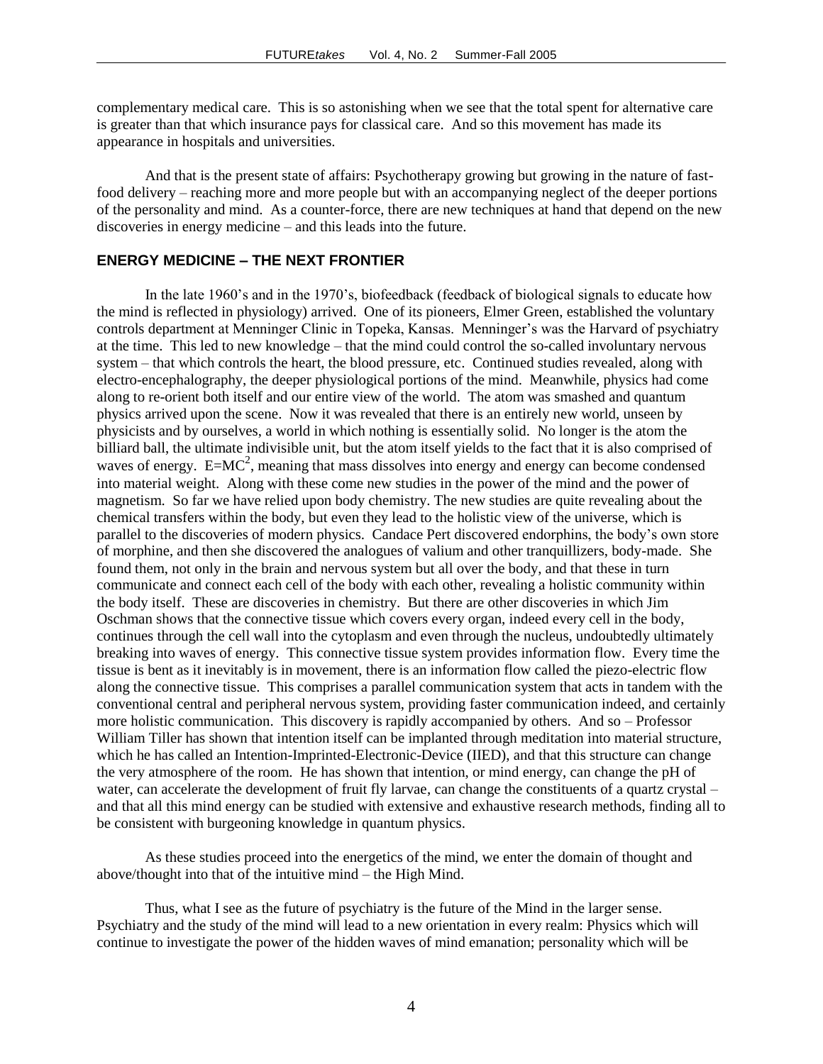complementary medical care. This is so astonishing when we see that the total spent for alternative care is greater than that which insurance pays for classical care. And so this movement has made its appearance in hospitals and universities.

And that is the present state of affairs: Psychotherapy growing but growing in the nature of fast-food delivery – reaching more and more people but with an accompanying neglect of the deeper portions of the personality and mind. As a counter-force, there are new techniques at hand that depend on the new discoveries in energy medicine – and this leads into the future.

## ENERGY MEDICINE – THE NEXT FRONTIER

In the late 1960's and in the 1970's, biofeedback (feedback of biological signals to educate how the mind is reflected in physiology) arrived. One of its pioneers, Elmer Green, established the voluntary controls department at Menninger Clinic in Topeka, Kansas. Menninger's was the Harvard of psychiatry at the time. This led to new knowledge – that the mind could control the so-called involuntary nervous system – that which controls the heart, the blood pressure, etc. Continued studies revealed, along with electro-encephalography, the deeper physiological portions of the mind. Meanwhile, physics had come along to re-orient both itself and our entire view of the world. The atom was smashed and quantum physics arrived upon the scene. Now it was revealed that there is an entirely new world, unseen by physicists and by ourselves, a world in which nothing is essentially solid. No longer is the atom the billiard ball, the ultimate indivisible unit, but the atom itself yields to the fact that it is also comprised of waves of energy. $E=MC^2$, meaning that mass dissolves into energy and energy can become condensed into material weight. Along with these come new studies in the power of the mind and the power of magnetism. So far we have relied upon body chemistry. The new studies are quite revealing about the chemical transfers within the body, but even they lead to the holistic view of the universe, which is parallel to the discoveries of modern physics. Candace Pert discovered endorphins, the body's own store of morphine, and then she discovered the analogues of valium and other tranquillizers, body-made. She found them, not only in the brain and nervous system but all over the body, and that these in turn communicate and connect each cell of the body with each other, revealing a holistic community within the body itself. These are discoveries in chemistry. But there are other discoveries in which Jim Oschman shows that the connective tissue which covers every organ, indeed every cell in the body, continues through the cell wall into the cytoplasm and even through the nucleus, undoubtedly ultimately breaking into waves of energy. This connective tissue system provides information flow. Every time the tissue is bent as it inevitably is in movement, there is an information flow called the piezo-electric flow along the connective tissue. This comprises a parallel communication system that acts in tandem with the conventional central and peripheral nervous system, providing faster communication indeed, and certainly more holistic communication. This discovery is rapidly accompanied by others. And so – Professor William Tiller has shown that intention itself can be implanted through meditation into material structure, which he has called an Intention-Imprinted-Electronic-Device (IIED), and that this structure can change the very atmosphere of the room. He has shown that intention, or mind energy, can change the pH of water, can accelerate the development of fruit fly larvae, can change the constituents of a quartz crystal – and that all this mind energy can be studied with extensive and exhaustive research methods, finding all to be consistent with burgeoning knowledge in quantum physics.

As these studies proceed into the energetics of the mind, we enter the domain of thought and above/thought into that of the intuitive mind – the High Mind.

Thus, what I see as the future of psychiatry is the future of the Mind in the larger sense. Psychiatry and the study of the mind will lead to a new orientation in every realm: Physics which will continue to investigate the power of the hidden waves of mind emanation; personality which will be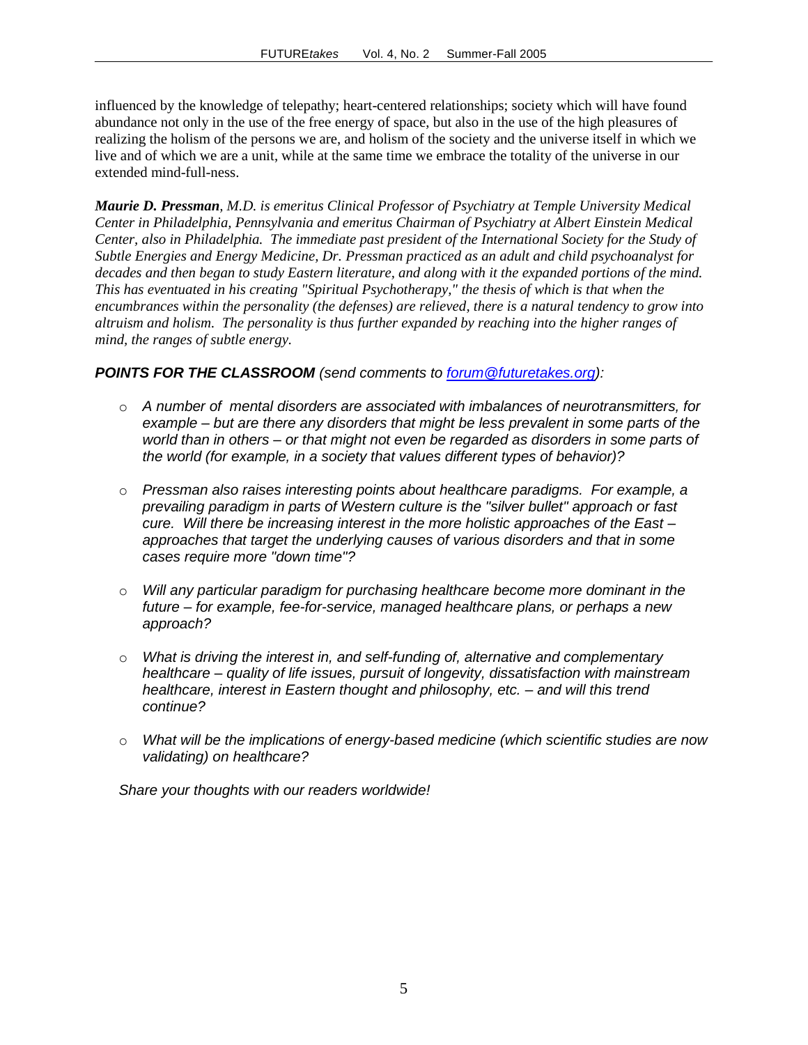influenced by the knowledge of telepathy; heart-centered relationships; society which will have found abundance not only in the use of the free energy of space, but also in the high pleasures of realizing the holism of the persons we are, and holism of the society and the universe itself in which we live and of which we are a unit, while at the same time we embrace the totality of the universe in our extended mind-full-ness.

***Maurie D. Pressman**, M.D. is emeritus Clinical Professor of Psychiatry at Temple University Medical Center in Philadelphia, Pennsylvania and emeritus Chairman of Psychiatry at Albert Einstein Medical Center, also in Philadelphia. The immediate past president of the International Society for the Study of Subtle Energies and Energy Medicine, Dr. Pressman practiced as an adult and child psychoanalyst for decades and then began to study Eastern literature, and along with it the expanded portions of the mind. This has eventuated in his creating "Spiritual Psychotherapy," the thesis of which is that when the encumbrances within the personality (the defenses) are relieved, there is a natural tendency to grow into altruism and holism. The personality is thus further expanded by reaching into the higher ranges of mind, the ranges of subtle energy.*

***POINTS FOR THE CLASSROOM** (send comments to [forum@futuretakes.org](mailto:forum@futuretakes.org)):*

- *A number of mental disorders are associated with imbalances of neurotransmitters, for example – but are there any disorders that might be less prevalent in some parts of the world than in others – or that might not even be regarded as disorders in some parts of the world (for example, in a society that values different types of behavior)?*
- *Pressman also raises interesting points about healthcare paradigms. For example, a prevailing paradigm in parts of Western culture is the "silver bullet" approach or fast cure. Will there be increasing interest in the more holistic approaches of the East – approaches that target the underlying causes of various disorders and that in some cases require more "down time"?*
- *Will any particular paradigm for purchasing healthcare become more dominant in the future – for example, fee-for-service, managed healthcare plans, or perhaps a new approach?*
- *What is driving the interest in, and self-funding of, alternative and complementary healthcare – quality of life issues, pursuit of longevity, dissatisfaction with mainstream healthcare, interest in Eastern thought and philosophy, etc. – and will this trend continue?*
- *What will be the implications of energy-based medicine (which scientific studies are now validating) on healthcare?*

*Share your thoughts with our readers worldwide!*